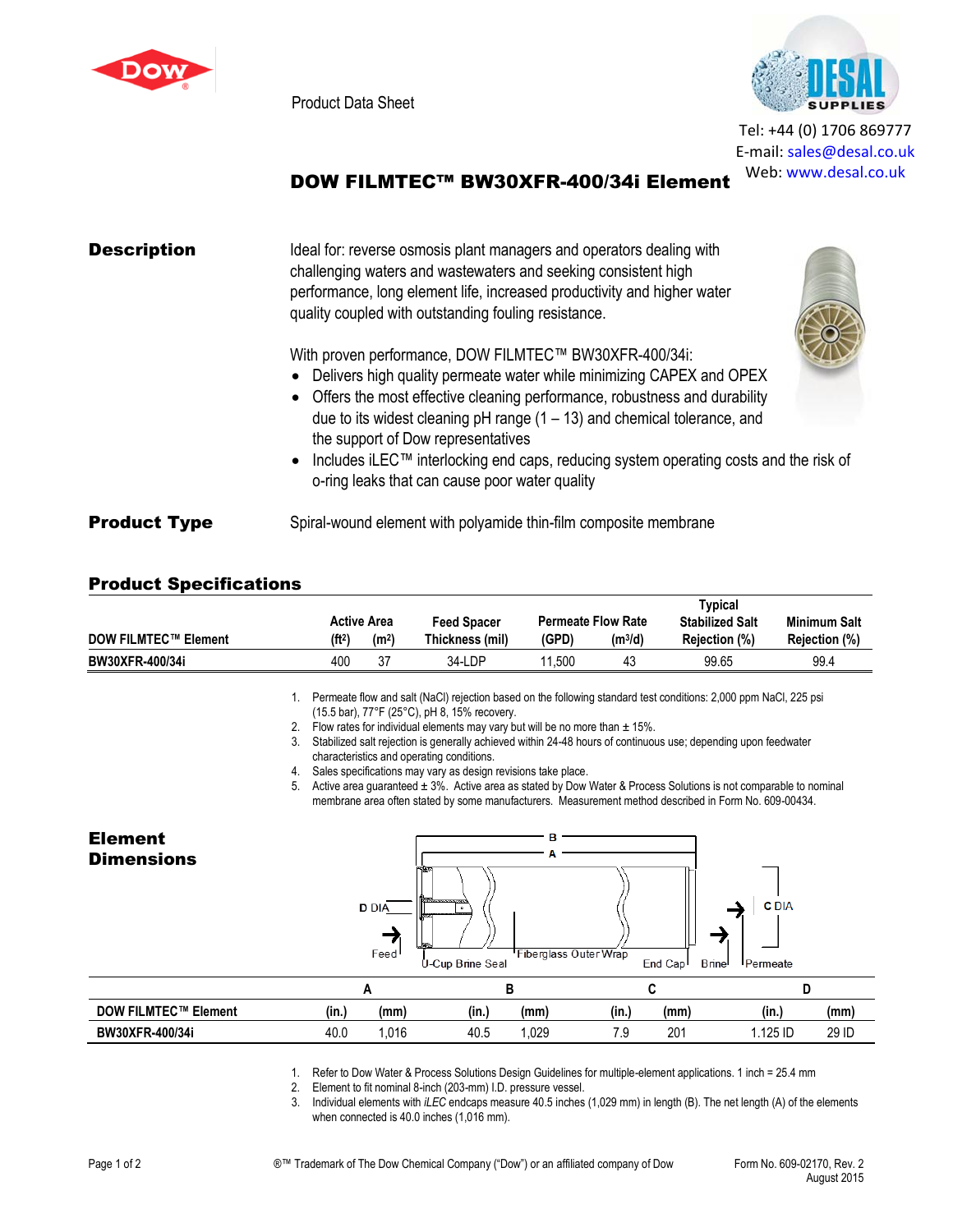Product Data Sheet

Tel: +44 (0) 1706 869777
E-mail: sales@desal.co.uk
Web: www.desal.co.uk

# DOW FILMTEC™ BW30XFR-400/34i Element

## Description

Ideal for: reverse osmosis plant managers and operators dealing with challenging waters and wastewaters and seeking consistent high performance, long element life, increased productivity and higher water quality coupled with outstanding fouling resistance.

With proven performance, DOW FILMTEC™ BW30XFR-400/34i:

- Delivers high quality permeate water while minimizing CAPEX and OPEX
- Offers the most effective cleaning performance, robustness and durability due to its widest cleaning pH range (1 – 13) and chemical tolerance, and the support of Dow representatives
- Includes iLEC™ interlocking end caps, reducing system operating costs and the risk of o-ring leaks that can cause poor water quality

## Product Type

Spiral-wound element with polyamide thin-film composite membrane

## Product Specifications

| DOW FILMTEC™ Element | Active Area (ft²) | Active Area (m²) | Feed Spacer Thickness (mil) | Permeate Flow Rate (GPD) | Permeate Flow Rate (m³/d) | Typical Stabilized Salt Rejection (%) | Minimum Salt Rejection (%) |
|---|---|---|---|---|---|---|---|
| BW30XFR-400/34i | 400 | 37 | 34-LDP | 11,500 | 43 | 99.65 | 99.4 |

1. Permeate flow and salt (NaCl) rejection based on the following standard test conditions: 2,000 ppm NaCl, 225 psi (15.5 bar), 77°F (25°C), pH 8, 15% recovery.
2. Flow rates for individual elements may vary but will be no more than ± 15%.
3. Stabilized salt rejection is generally achieved within 24-48 hours of continuous use; depending upon feedwater characteristics and operating conditions.
4. Sales specifications may vary as design revisions take place.
5. Active area guaranteed ± 3%. Active area as stated by Dow Water & Process Solutions is not comparable to nominal membrane area often stated by some manufacturers. Measurement method described in Form No. 609-00434.

## Element Dimensions

Feed, D DIA, U-Cup Brine Seal, Fiberglass Outer Wrap, End Cap, Brine, Permeate, C DIA, A, B

| DOW FILMTEC™ Element | A (in.) | A (mm) | B (in.) | B (mm) | C (in.) | C (mm) | D (in.) | D (mm) |
|---|---|---|---|---|---|---|---|---|
| BW30XFR-400/34i | 40.0 | 1,016 | 40.5 | 1,029 | 7.9 | 201 | 1.125 ID | 29 ID |

1. Refer to Dow Water & Process Solutions Design Guidelines for multiple-element applications. 1 inch = 25.4 mm
2. Element to fit nominal 8-inch (203-mm) I.D. pressure vessel.
3. Individual elements with *iLEC* endcaps measure 40.5 inches (1,029 mm) in length (B). The net length (A) of the elements when connected is 40.0 inches (1,016 mm).

®™ Trademark of The Dow Chemical Company ("Dow") or an affiliated company of Dow

Form No. 609-02170, Rev. 2
August 2015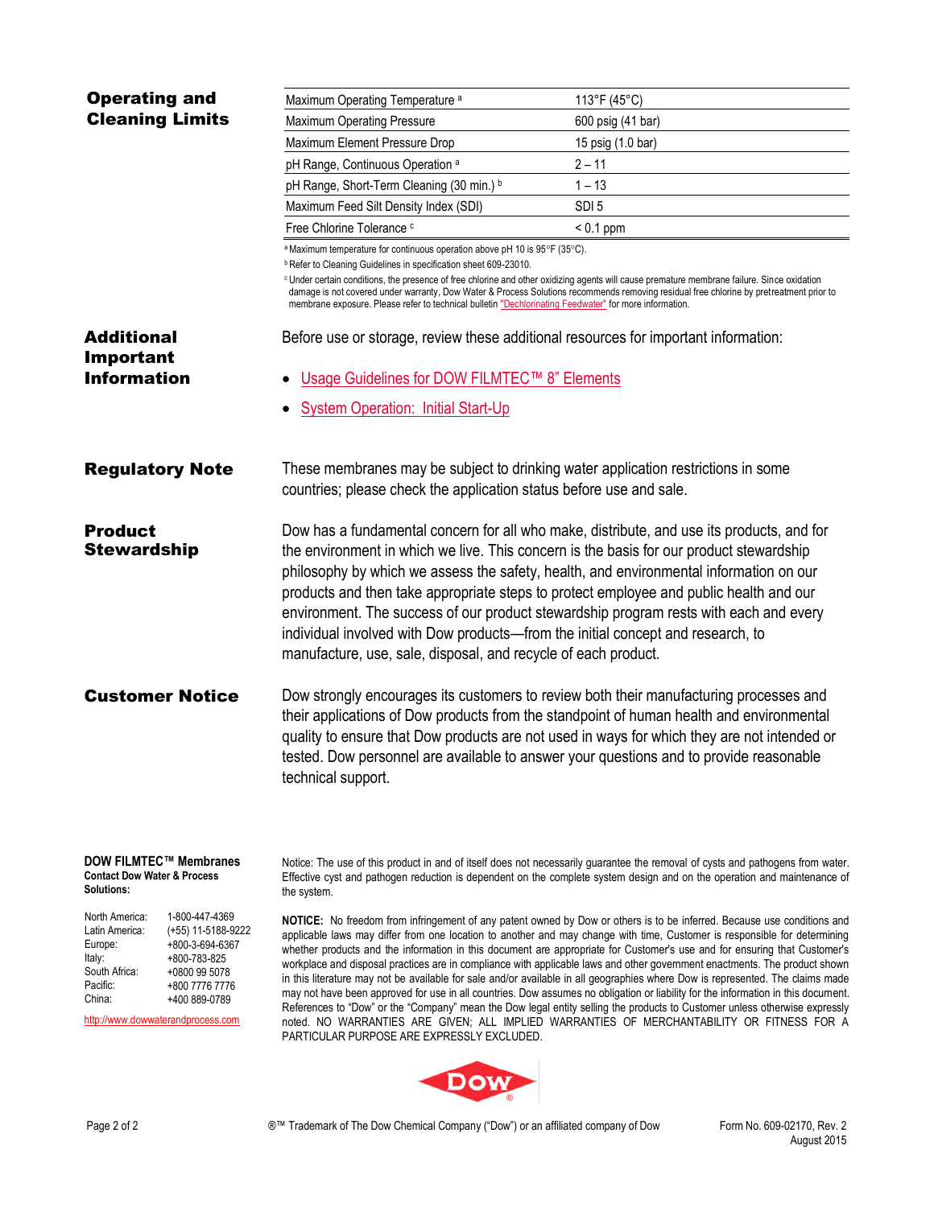## Operating and Cleaning Limits

| | |
|---|---|
| Maximum Operating Temperature [a] | 113°F (45°C) |
| Maximum Operating Pressure | 600 psig (41 bar) |
| Maximum Element Pressure Drop | 15 psig (1.0 bar) |
| pH Range, Continuous Operation [a] | 2 – 11 |
| pH Range, Short-Term Cleaning (30 min.) [b] | 1 – 13 |
| Maximum Feed Silt Density Index (SDI) | SDI 5 |
| Free Chlorine Tolerance [c] | < 0.1 ppm |

[a] Maximum temperature for continuous operation above pH 10 is 95°F (35°C).

[b] Refer to Cleaning Guidelines in specification sheet 609-23010.

[c] Under certain conditions, the presence of free chlorine and other oxidizing agents will cause premature membrane failure. Since oxidation damage is not covered under warranty, Dow Water & Process Solutions recommends removing residual free chlorine by pretreatment prior to membrane exposure. Please refer to technical bulletin "Dechlorinating Feedwater" for more information.

## Additional Important Information

Before use or storage, review these additional resources for important information:

- Usage Guidelines for DOW FILMTEC™ 8" Elements
- System Operation: Initial Start-Up

## Regulatory Note

These membranes may be subject to drinking water application restrictions in some countries; please check the application status before use and sale.

## Product Stewardship

Dow has a fundamental concern for all who make, distribute, and use its products, and for the environment in which we live. This concern is the basis for our product stewardship philosophy by which we assess the safety, health, and environmental information on our products and then take appropriate steps to protect employee and public health and our environment. The success of our product stewardship program rests with each and every individual involved with Dow products—from the initial concept and research, to manufacture, use, sale, disposal, and recycle of each product.

## Customer Notice

Dow strongly encourages its customers to review both their manufacturing processes and their applications of Dow products from the standpoint of human health and environmental quality to ensure that Dow products are not used in ways for which they are not intended or tested. Dow personnel are available to answer your questions and to provide reasonable technical support.

**DOW FILMTEC™ Membranes**
**Contact Dow Water & Process Solutions:**

| | |
|---|---|
| North America: | 1-800-447-4369 |
| Latin America: | (+55) 11-5188-9222 |
| Europe: | +800-3-694-6367 |
| Italy: | +800-783-825 |
| South Africa: | +0800 99 5078 |
| Pacific: | +800 7776 7776 |
| China: | +400 889-0789 |

http://www.dowwaterandprocess.com

Notice: The use of this product in and of itself does not necessarily guarantee the removal of cysts and pathogens from water. Effective cyst and pathogen reduction is dependent on the complete system design and on the operation and maintenance of the system.

**NOTICE:** No freedom from infringement of any patent owned by Dow or others is to be inferred. Because use conditions and applicable laws may differ from one location to another and may change with time, Customer is responsible for determining whether products and the information in this document are appropriate for Customer's use and for ensuring that Customer's workplace and disposal practices are in compliance with applicable laws and other government enactments. The product shown in this literature may not be available for sale and/or available in all geographies where Dow is represented. The claims made may not have been approved for use in all countries. Dow assumes no obligation or liability for the information in this document. References to "Dow" or the "Company" mean the Dow legal entity selling the products to Customer unless otherwise expressly noted. NO WARRANTIES ARE GIVEN; ALL IMPLIED WARRANTIES OF MERCHANTABILITY OR FITNESS FOR A PARTICULAR PURPOSE ARE EXPRESSLY EXCLUDED.

®™ Trademark of The Dow Chemical Company ("Dow") or an affiliated company of Dow

Form No. 609-02170, Rev. 2
August 2015